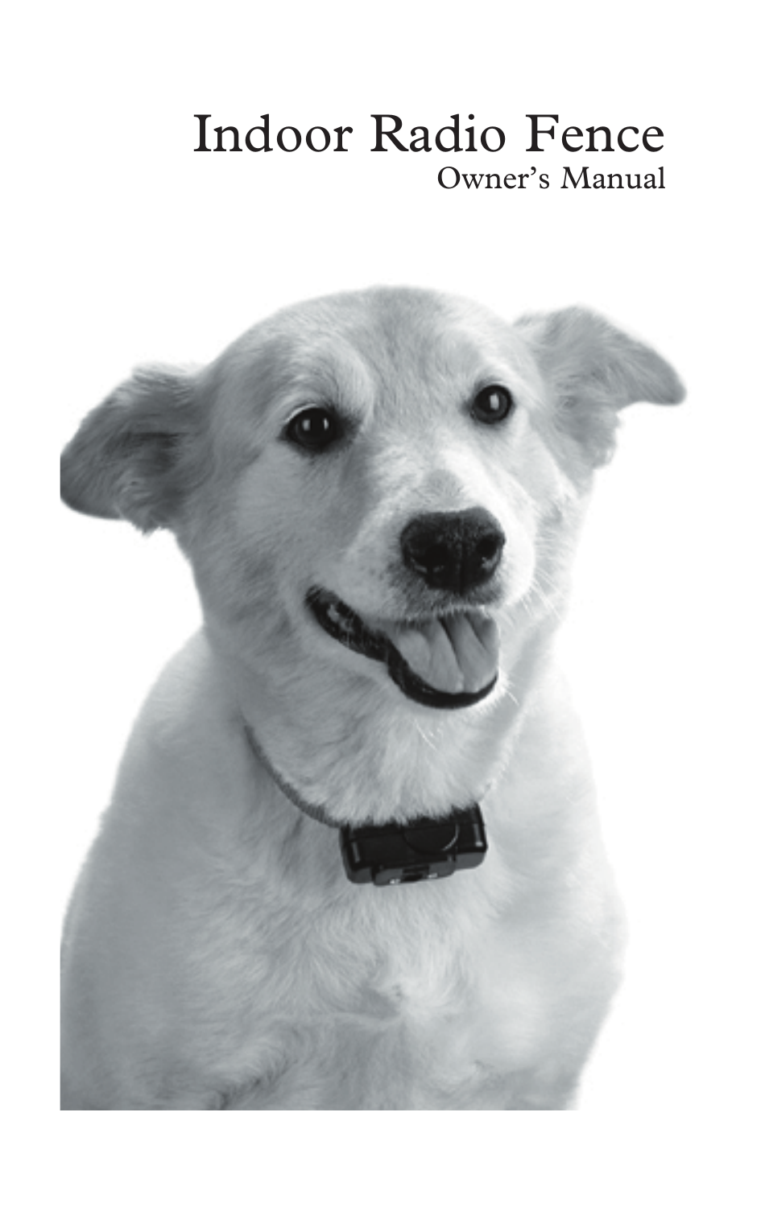# Indoor Radio Fence

## Owner's Manual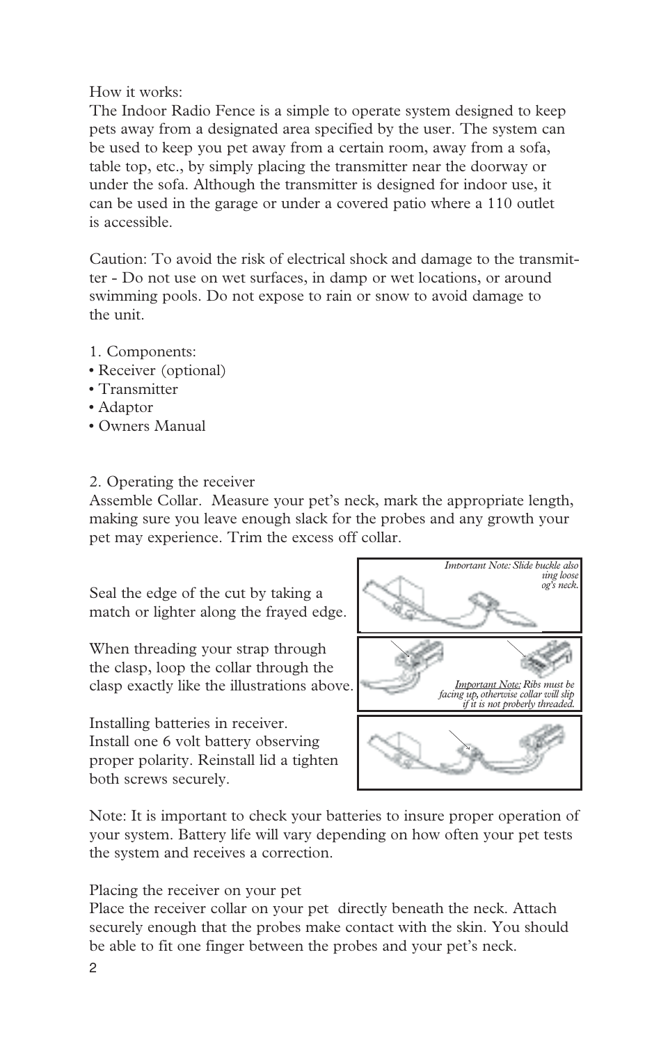How it works:

The Indoor Radio Fence is a simple to operate system designed to keep pets away from a designated area specified by the user. The system can be used to keep you pet away from a certain room, away from a sofa, table top, etc., by simply placing the transmitter near the doorway or under the sofa. Although the transmitter is designed for indoor use, it can be used in the garage or under a covered patio where a 110 outlet is accessible.

Caution: To avoid the risk of electrical shock and damage to the transmitter - Do not use on wet surfaces, in damp or wet locations, or around swimming pools. Do not expose to rain or snow to avoid damage to the unit.

1. Components:
- Receiver (optional)
- Transmitter
- Adaptor
- Owners Manual

2. Operating the receiver

Assemble Collar. Measure your pet's neck, mark the appropriate length, making sure you leave enough slack for the probes and any growth your pet may experience. Trim the excess off collar.

Seal the edge of the cut by taking a match or lighter along the frayed edge.

When threading your strap through the clasp, loop the collar through the clasp exactly like the illustrations above.

Installing batteries in receiver.
Install one 6 volt battery observing proper polarity. Reinstall lid a tighten both screws securely.

*Important Note: Slide buckle also ...ting loose ...og's neck.*

*Important Note: Ribs must be facing up, otherwise collar will slip if it is not proberly threaded.*

Note: It is important to check your batteries to insure proper operation of your system. Battery life will vary depending on how often your pet tests the system and receives a correction.

Placing the receiver on your pet

Place the receiver collar on your pet directly beneath the neck. Attach securely enough that the probes make contact with the skin. You should be able to fit one finger between the probes and your pet's neck.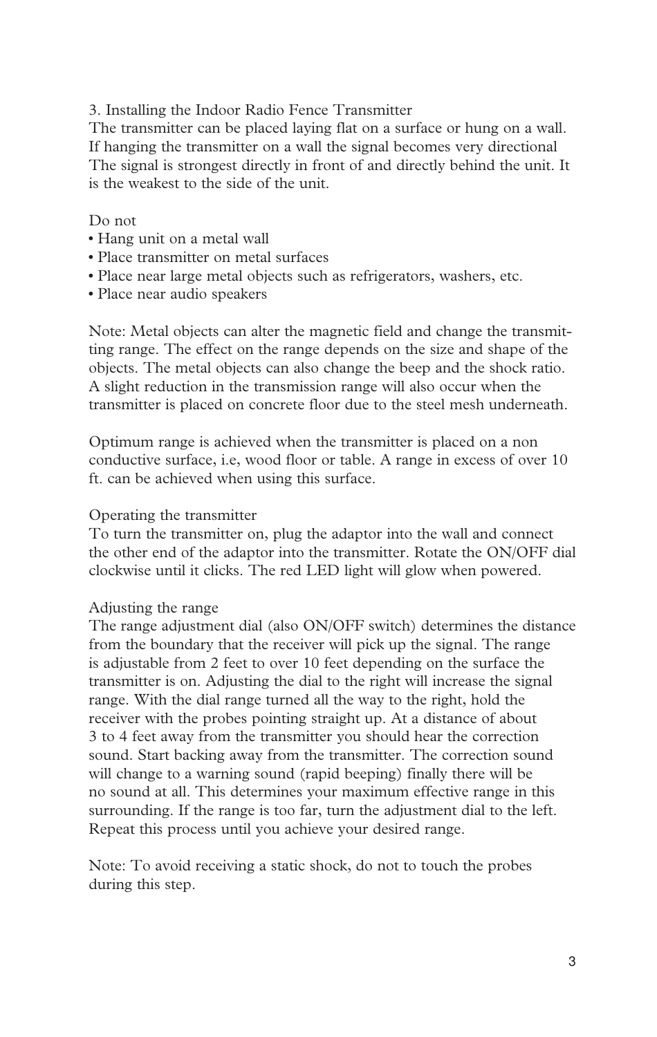## 3. Installing the Indoor Radio Fence Transmitter

The transmitter can be placed laying flat on a surface or hung on a wall. If hanging the transmitter on a wall the signal becomes very directional The signal is strongest directly in front of and directly behind the unit. It is the weakest to the side of the unit.

Do not

- Hang unit on a metal wall
- Place transmitter on metal surfaces
- Place near large metal objects such as refrigerators, washers, etc.
- Place near audio speakers

Note: Metal objects can alter the magnetic field and change the transmitting range. The effect on the range depends on the size and shape of the objects. The metal objects can also change the beep and the shock ratio. A slight reduction in the transmission range will also occur when the transmitter is placed on concrete floor due to the steel mesh underneath.

Optimum range is achieved when the transmitter is placed on a non conductive surface, i.e, wood floor or table. A range in excess of over 10 ft. can be achieved when using this surface.

### Operating the transmitter

To turn the transmitter on, plug the adaptor into the wall and connect the other end of the adaptor into the transmitter. Rotate the ON/OFF dial clockwise until it clicks. The red LED light will glow when powered.

### Adjusting the range

The range adjustment dial (also ON/OFF switch) determines the distance from the boundary that the receiver will pick up the signal. The range is adjustable from 2 feet to over 10 feet depending on the surface the transmitter is on. Adjusting the dial to the right will increase the signal range. With the dial range turned all the way to the right, hold the receiver with the probes pointing straight up. At a distance of about 3 to 4 feet away from the transmitter you should hear the correction sound. Start backing away from the transmitter. The correction sound will change to a warning sound (rapid beeping) finally there will be no sound at all. This determines your maximum effective range in this surrounding. If the range is too far, turn the adjustment dial to the left. Repeat this process until you achieve your desired range.

Note: To avoid receiving a static shock, do not to touch the probes during this step.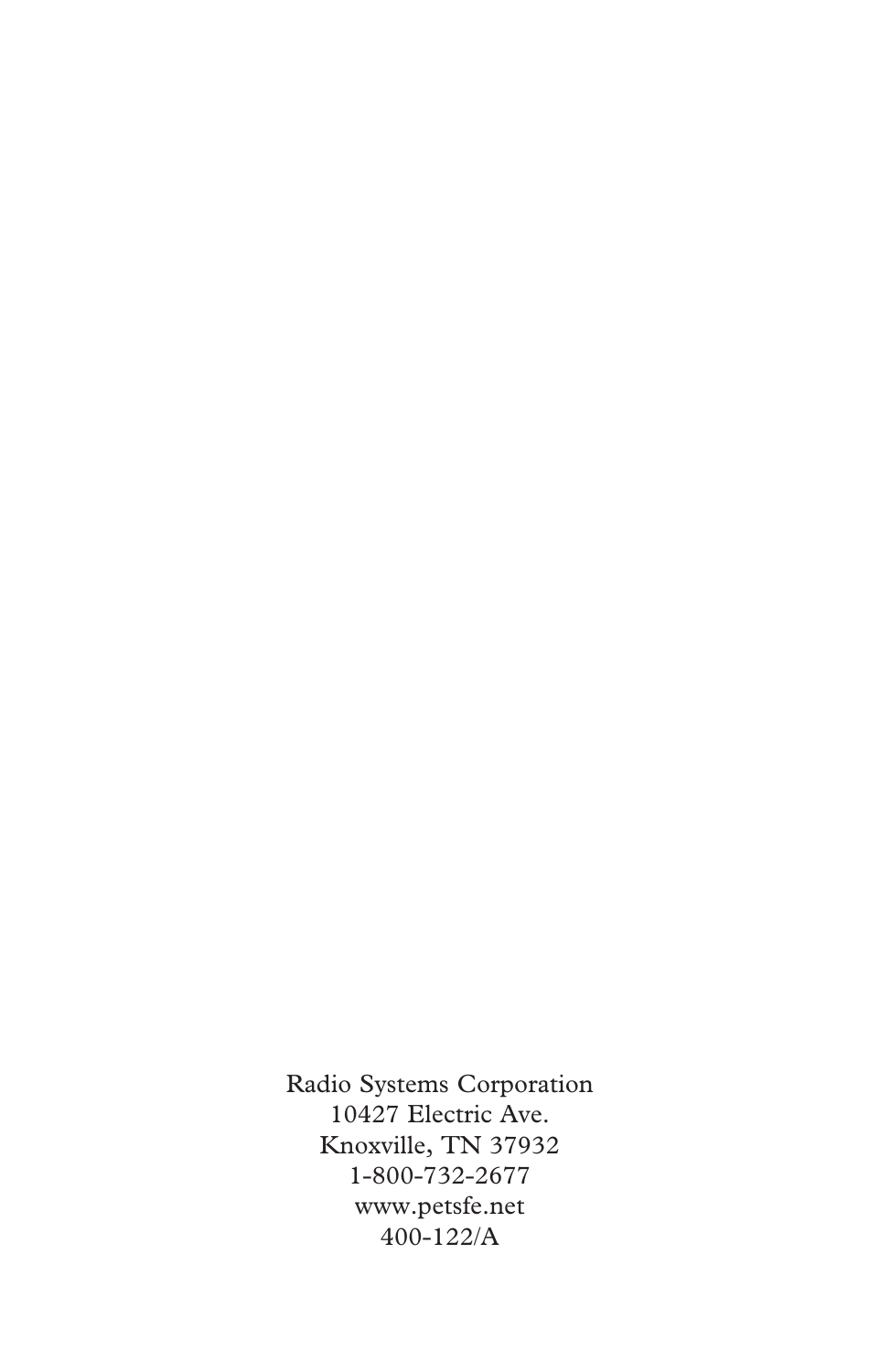Radio Systems Corporation
10427 Electric Ave.
Knoxville, TN 37932
1-800-732-2677
www.petsfe.net
400-122/A